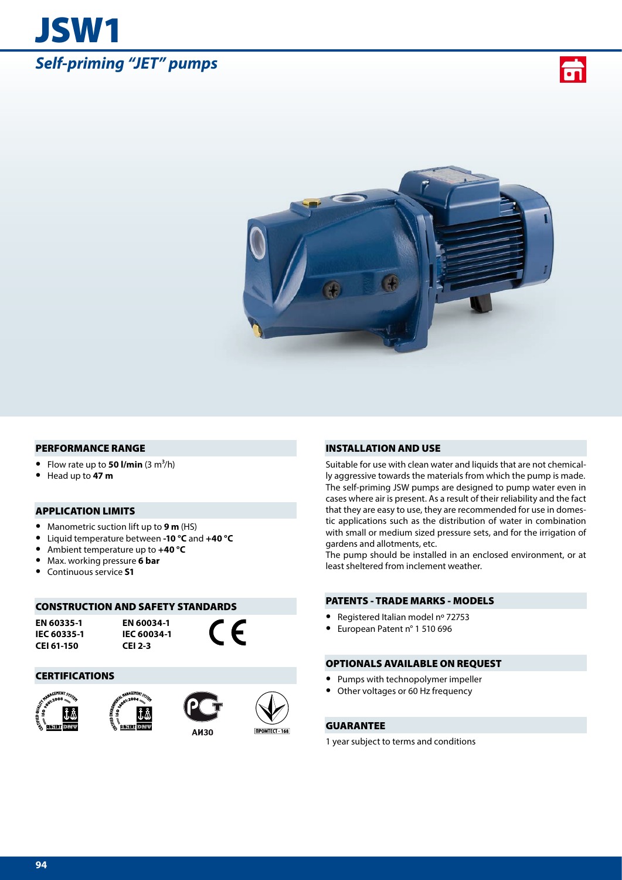# JSW1

## *Self-priming "JET" pumps*

### PERFORMANCE RANGE

- Flow rate up to **50 l/min** (3 $m^3$/h)
- Head up to **47 m**

### APPLICATION LIMITS

- Manometric suction lift up to **9 m** (HS)
- Liquid temperature between **-10 °C** and **+40 °C**
- Ambient temperature up to **+40 °C**
- Max. working pressure **6 bar**
- Continuous service **S1**

### CONSTRUCTION AND SAFETY STANDARDS

**EN 60335-1**
**IEC 60335-1**
**CEI 61-150**

**EN 60034-1**
**IEC 60034-1**
**CEI 2-3**

CE

### CERTIFICATIONS

АИ30

ПРОМТЕСТ - 168

### INSTALLATION AND USE

Suitable for use with clean water and liquids that are not chemically aggressive towards the materials from which the pump is made. The self-priming JSW pumps are designed to pump water even in cases where air is present. As a result of their reliability and the fact that they are easy to use, they are recommended for use in domestic applications such as the distribution of water in combination with small or medium sized pressure sets, and for the irrigation of gardens and allotments, etc.
The pump should be installed in an enclosed environment, or at least sheltered from inclement weather.

### PATENTS - TRADE MARKS - MODELS

- Registered Italian model nº 72753
- European Patent n° 1 510 696

### OPTIONALS AVAILABLE ON REQUEST

- Pumps with technopolymer impeller
- Other voltages or 60 Hz frequency

### GUARANTEE

1 year subject to terms and conditions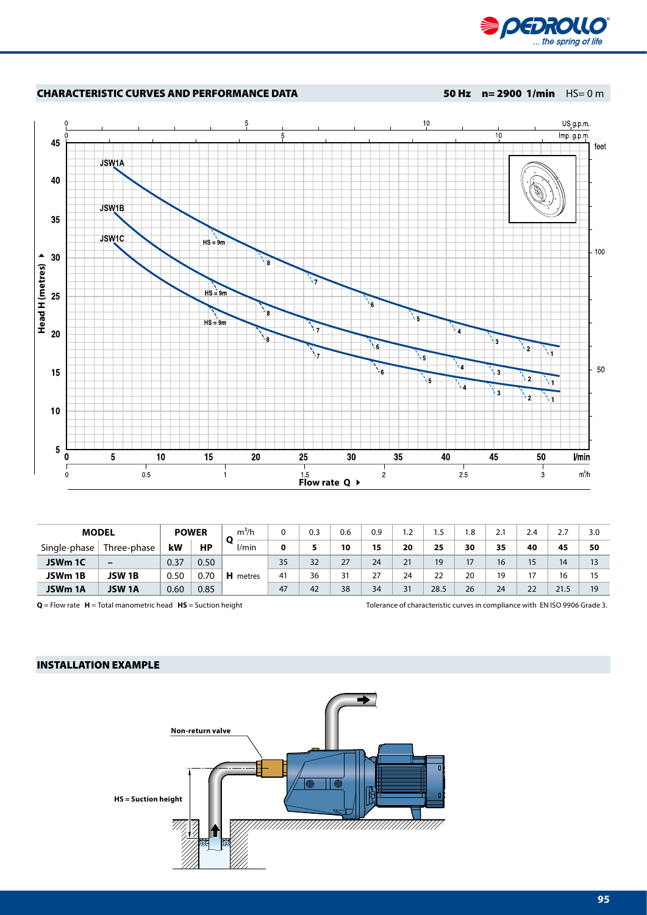## CHARACTERISTIC CURVES AND PERFORMANCE DATA

**50 Hz n= 2900 1/min** HS= 0 m

| MODEL | | POWER | | Q | m³/h | 0 | 0.3 | 0.6 | 0.9 | 1.2 | 1.5 | 1.8 | 2.1 | 2.4 | 2.7 | 3.0 |
|---|---|---|---|---|---|---|---|---|---|---|---|---|---|---|---|---|
| Single-phase | Three-phase | kW | HP | | l/min | **0** | **5** | **10** | **15** | **20** | **25** | **30** | **35** | **40** | **45** | **50** |
| **JSWm 1C** | – | 0.37 | 0.50 | **H** metres | | 35 | 32 | 27 | 24 | 21 | 19 | 17 | 16 | 15 | 14 | 13 |
| **JSWm 1B** | **JSW 1B** | 0.50 | 0.70 | | | 41 | 36 | 31 | 27 | 24 | 22 | 20 | 19 | 17 | 16 | 15 |
| **JSWm 1A** | **JSW 1A** | 0.60 | 0.85 | | | 47 | 42 | 38 | 34 | 31 | 28.5 | 26 | 24 | 22 | 21.5 | 19 |

**Q** = Flow rate **H** = Total manometric head **HS** = Suction height

Tolerance of characteristic curves in compliance with EN ISO 9906 Grade 3.

## INSTALLATION EXAMPLE

Non-return valve

HS = Suction height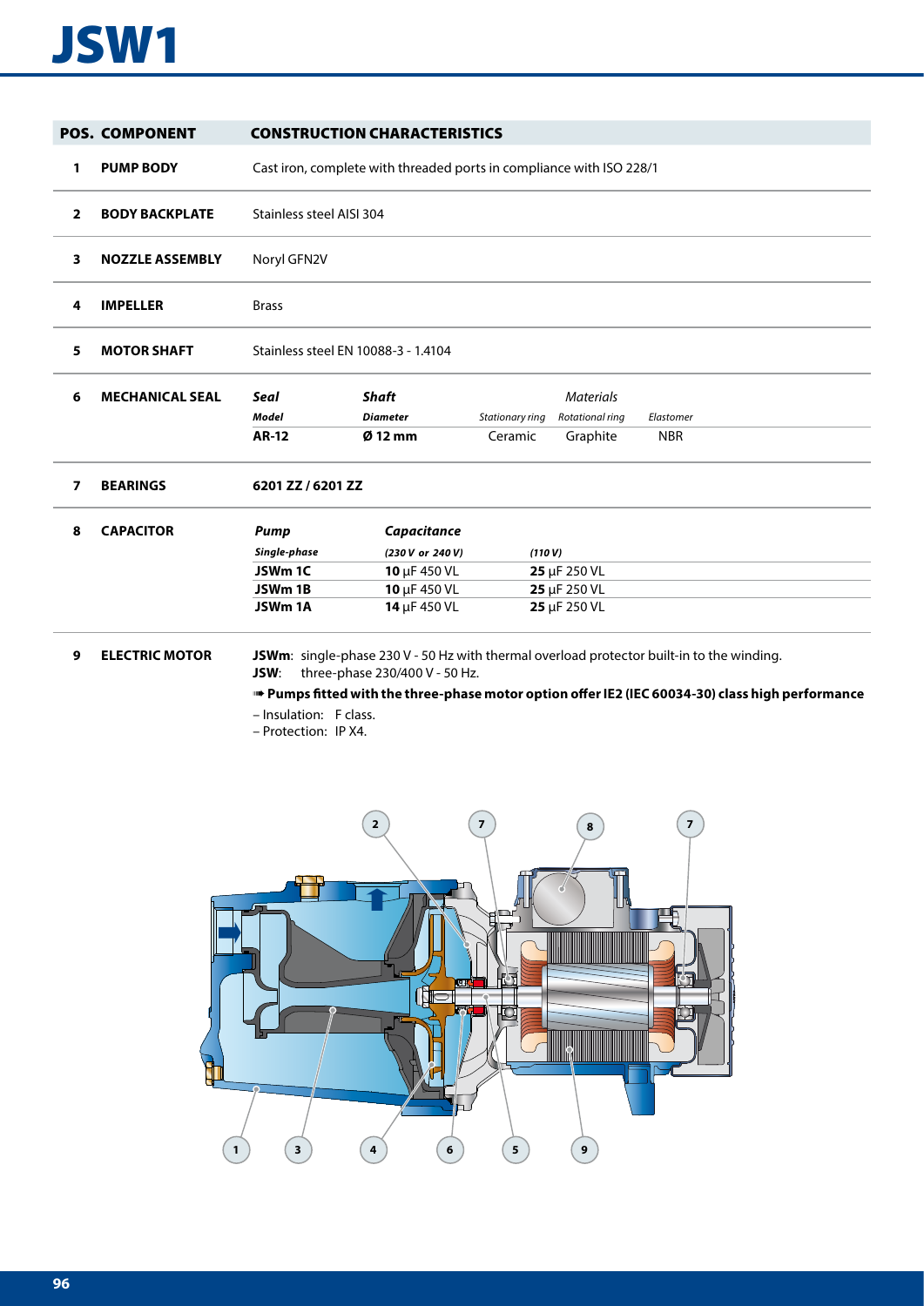# JSW1

| POS. | COMPONENT | CONSTRUCTION CHARACTERISTICS |
|---|---|---|
| 1 | **PUMP BODY** | Cast iron, complete with threaded ports in compliance with ISO 228/1 |
| 2 | **BODY BACKPLATE** | Stainless steel AISI 304 |
| 3 | **NOZZLE ASSEMBLY** | Noryl GFN2V |
| 4 | **IMPELLER** | Brass |
| 5 | **MOTOR SHAFT** | Stainless steel EN 10088-3 - 1.4104 |
| 6 | **MECHANICAL SEAL** | see table below |
| 7 | **BEARINGS** | **6201 ZZ / 6201 ZZ** |
| 8 | **CAPACITOR** | see table below |
| 9 | **ELECTRIC MOTOR** | see details below |

**6 MECHANICAL SEAL**

| *Seal* Model | *Shaft* Diameter | *Materials* Stationary ring | *Materials* Rotational ring | *Materials* Elastomer |
|---|---|---|---|---|
| **AR-12** | **Ø 12 mm** | Ceramic | Graphite | NBR |

**8 CAPACITOR**

| *Pump* Single-phase | *Capacitance* (230 V or 240 V) | (110 V) |
|---|---|---|
| **JSWm 1C** | **10** µF 450 VL | **25** µF 250 VL |
| **JSWm 1B** | **10** µF 450 VL | **25** µF 250 VL |
| **JSWm 1A** | **14** µF 450 VL | **25** µF 250 VL |

**9 ELECTRIC MOTOR**

**JSWm**: single-phase 230 V - 50 Hz with thermal overload protector built-in to the winding.
**JSW**: three-phase 230/400 V - 50 Hz.

➠ **Pumps fitted with the three-phase motor option offer IE2 (IEC 60034-30) class high performance**

– Insulation: F class.
– Protection: IP X4.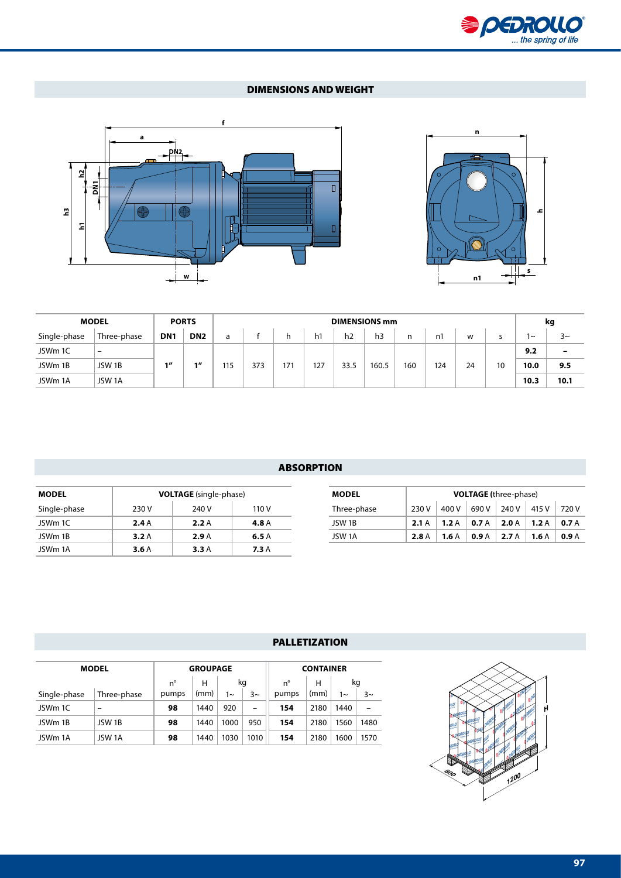## DIMENSIONS AND WEIGHT

| MODEL | | PORTS | | DIMENSIONS mm | | | | | | | | | | kg | |
|---|---|---|---|---|---|---|---|---|---|---|---|---|---|---|---|
| Single-phase | Three-phase | DN1 | DN2 | a | f | h | h1 | h2 | h3 | n | n1 | w | s | 1~ | 3~ |
| JSWm 1C | – | 1" | 1" | 115 | 373 | 171 | 127 | 33.5 | 160.5 | 160 | 124 | 24 | 10 | **9.2** | **–** |
| JSWm 1B | JSW 1B | | | | | | | | | | | | | **10.0** | **9.5** |
| JSWm 1A | JSW 1A | | | | | | | | | | | | | **10.3** | **10.1** |

## ABSORPTION

| MODEL | VOLTAGE (single-phase) | | |
|---|---|---|---|
| Single-phase | 230 V | 240 V | 110 V |
| JSWm 1C | **2.4** A | **2.2** A | **4.8** A |
| JSWm 1B | **3.2** A | **2.9** A | **6.5** A |
| JSWm 1A | **3.6** A | **3.3** A | **7.3** A |

| MODEL | VOLTAGE (three-phase) | | | | | |
|---|---|---|---|---|---|---|
| Three-phase | 230 V | 400 V | 690 V | 240 V | 415 V | 720 V |
| JSW 1B | **2.1** A | **1.2** A | **0.7** A | **2.0** A | **1.2** A | **0.7** A |
| JSW 1A | **2.8** A | **1.6** A | **0.9** A | **2.7** A | **1.6** A | **0.9** A |

## PALLETIZATION

| MODEL | | GROUPAGE | | | | CONTAINER | | | |
|---|---|---|---|---|---|---|---|---|---|
| | | n° | H | kg | | n° | H | kg | |
| Single-phase | Three-phase | pumps | (mm) | 1~ | 3~ | pumps | (mm) | 1~ | 3~ |
| JSWm 1C | – | **98** | 1440 | 920 | – | **154** | 2180 | 1440 | – |
| JSWm 1B | JSW 1B | **98** | 1440 | 1000 | 950 | **154** | 2180 | 1560 | 1480 |
| JSWm 1A | JSW 1A | **98** | 1440 | 1030 | 1010 | **154** | 2180 | 1600 | 1570 |